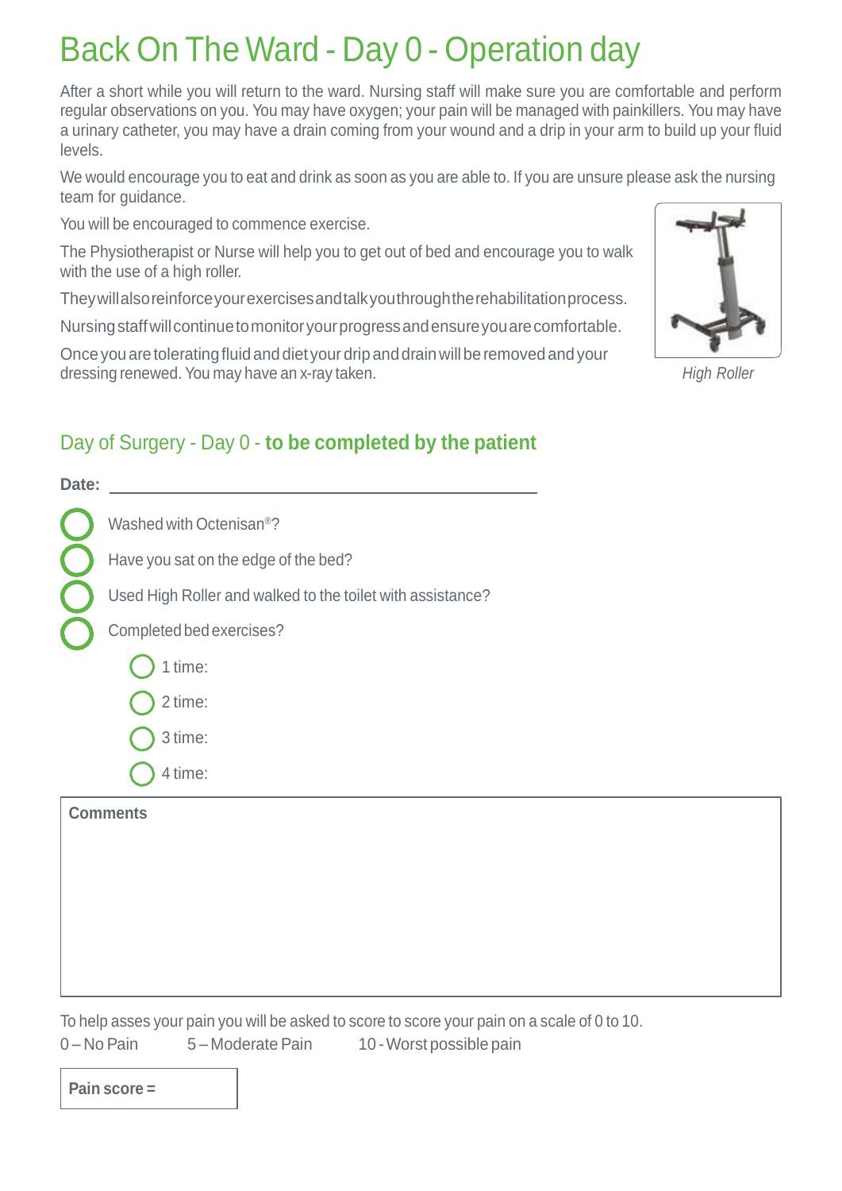# Back On The Ward - Day 0 - Operation day

After a short while you will return to the ward. Nursing staff will make sure you are comfortable and perform regular observations on you. You may have oxygen; your pain will be managed with painkillers. You may have a urinary catheter, you may have a drain coming from your wound and a drip in your arm to build up your fluid levels.

We would encourage you to eat and drink as soon as you are able to. If you are unsure please ask the nursing team for guidance.

You will be encouraged to commence exercise.

The Physiotherapist or Nurse will help you to get out of bed and encourage you to walk with the use of a high roller.

They will also reinforce your exercises and talk you through the rehabilitation process.

Nursing staff will continue to monitor your progress and ensure you are comfortable.

Once you are tolerating fluid and diet your drip and drain will be removed and your dressing renewed. You may have an x-ray taken.

*High Roller*

## Day of Surgery - Day 0 - **to be completed by the patient**

**Date:** ______________________________

- ○ Washed with Octenisan®?
- ○ Have you sat on the edge of the bed?
- ○ Used High Roller and walked to the toilet with assistance?
- ○ Completed bed exercises?
  - ○ 1 time:
  - ○ 2 time:
  - ○ 3 time:
  - ○ 4 time:

**Comments**

To help asses your pain you will be asked to score to score your pain on a scale of 0 to 10.

0 – No Pain 5 – Moderate Pain 10 - Worst possible pain

**Pain score =**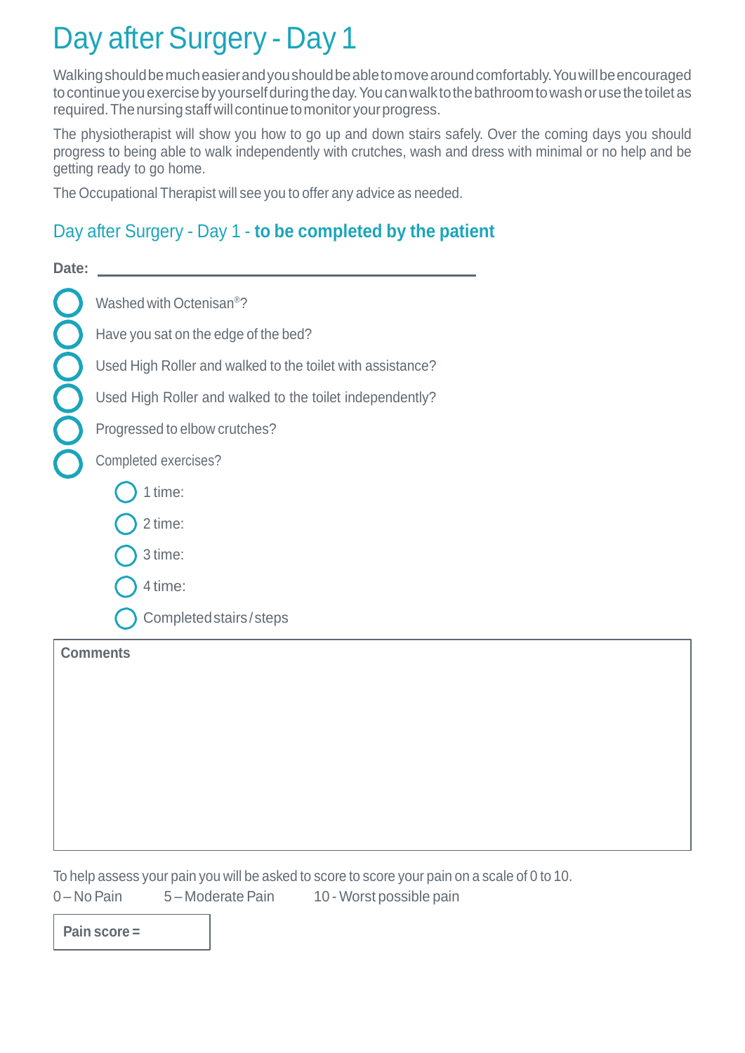# Day after Surgery - Day 1

Walking should be much easier and you should be able to move around comfortably. You will be encouraged to continue you exercise by yourself during the day. You can walk to the bathroom to wash or use the toilet as required. The nursing staff will continue to monitor your progress.

The physiotherapist will show you how to go up and down stairs safely. Over the coming days you should progress to being able to walk independently with crutches, wash and dress with minimal or no help and be getting ready to go home.

The Occupational Therapist will see you to offer any advice as needed.

## Day after Surgery - Day 1 - **to be completed by the patient**

**Date:** ______________________________

- ○ Washed with Octenisan®?
- ○ Have you sat on the edge of the bed?
- ○ Used High Roller and walked to the toilet with assistance?
- ○ Used High Roller and walked to the toilet independently?
- ○ Progressed to elbow crutches?
- ○ Completed exercises?
  - ○ 1 time:
  - ○ 2 time:
  - ○ 3 time:
  - ○ 4 time:
  - ○ Completed stairs / steps

| **Comments** |
|---|
| |

To help assess your pain you will be asked to score to score your pain on a scale of 0 to 10.

0 – No Pain      5 – Moderate Pain      10 - Worst possible pain

| **Pain score =** |
|---|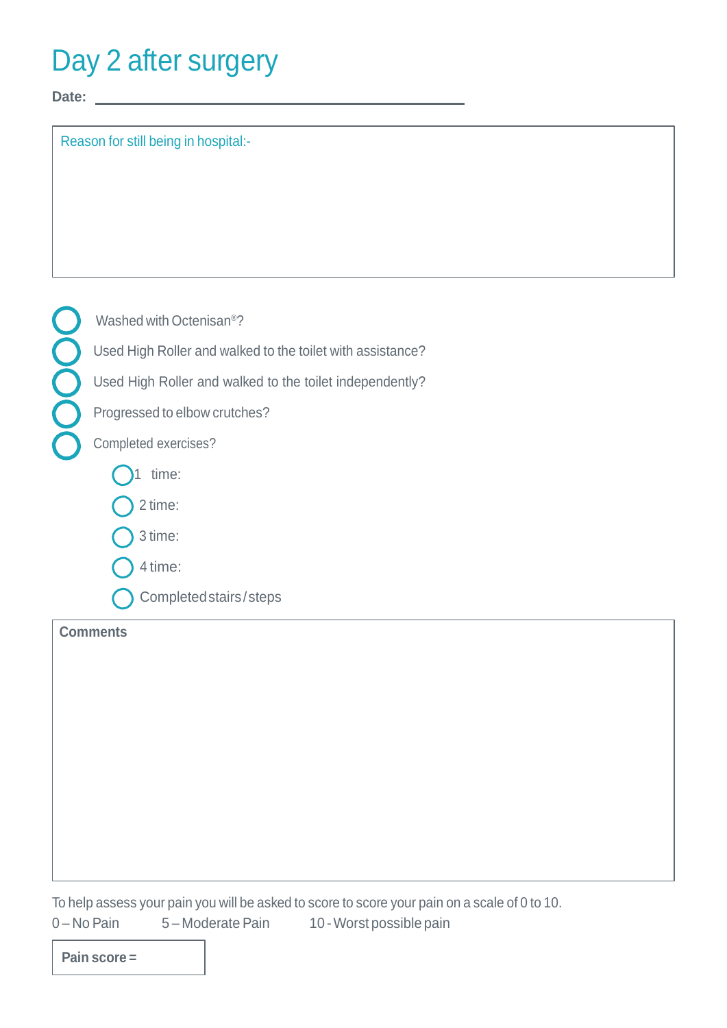# Day 2 after surgery

**Date:** ______________________________

Reason for still being in hospital:-

- ○ Washed with Octenisan®?
- ○ Used High Roller and walked to the toilet with assistance?
- ○ Used High Roller and walked to the toilet independently?
- ○ Progressed to elbow crutches?
- ○ Completed exercises?
  - ○ 1 time:
  - ○ 2 time:
  - ○ 3 time:
  - ○ 4 time:
  - ○ Completed stairs / steps

**Comments**

To help assess your pain you will be asked to score to score your pain on a scale of 0 to 10.

0 – No Pain 5 – Moderate Pain 10 - Worst possible pain

**Pain score =**